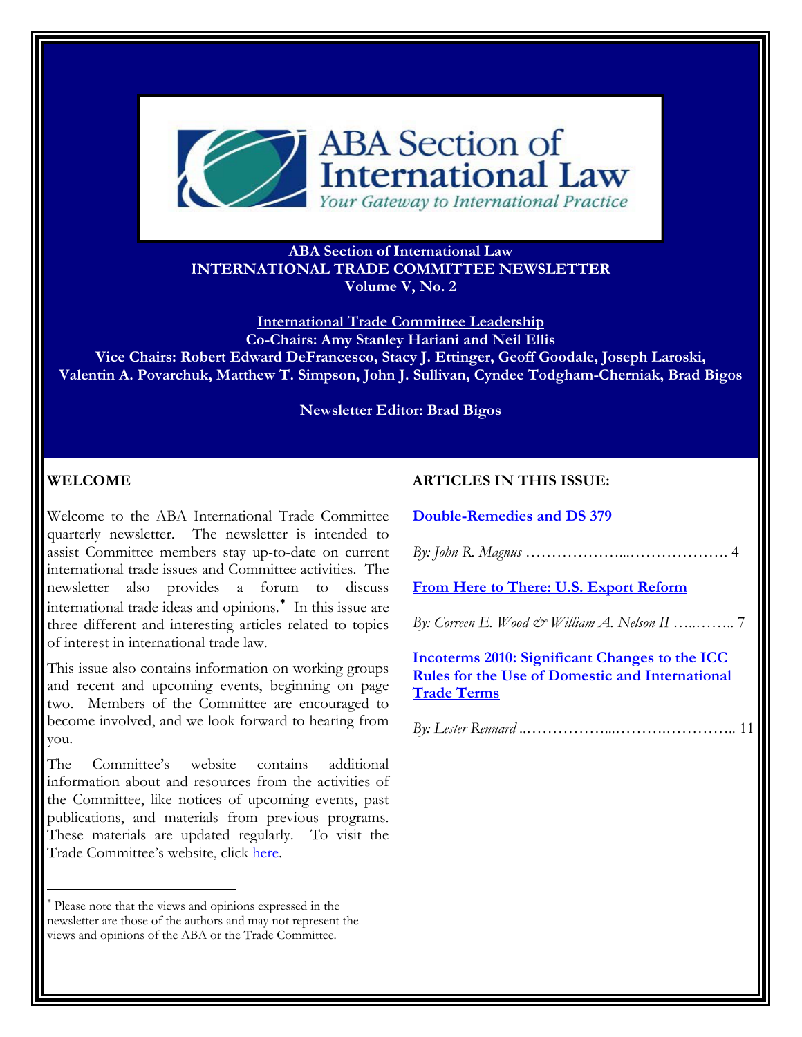ABA Section of International Law
Your Gateway to International Practice

**ABA Section of International Law**
**INTERNATIONAL TRADE COMMITTEE NEWSLETTER**
**Volume V, No. 2**

**International Trade Committee Leadership**
**Co-Chairs: Amy Stanley Hariani and Neil Ellis**
**Vice Chairs: Robert Edward DeFrancesco, Stacy J. Ettinger, Geoff Goodale, Joseph Laroski, Valentin A. Povarchuk, Matthew T. Simpson, John J. Sullivan, Cyndee Todgham-Cherniak, Brad Bigos**

**Newsletter Editor: Brad Bigos**

## WELCOME

Welcome to the ABA International Trade Committee quarterly newsletter. The newsletter is intended to assist Committee members stay up-to-date on current international trade issues and Committee activities. The newsletter also provides a forum to discuss international trade ideas and opinions.[*] In this issue are three different and interesting articles related to topics of interest in international trade law.

This issue also contains information on working groups and recent and upcoming events, beginning on page two. Members of the Committee are encouraged to become involved, and we look forward to hearing from you.

The Committee's website contains additional information about and resources from the activities of the Committee, like notices of upcoming events, past publications, and materials from previous programs. These materials are updated regularly. To visit the Trade Committee's website, click here.

[*] Please note that the views and opinions expressed in the newsletter are those of the authors and may not represent the views and opinions of the ABA or the Trade Committee.

## ARTICLES IN THIS ISSUE:

**Double-Remedies and DS 379**

*By: John R. Magnus* ……………….……………… 4

**From Here to There: U.S. Export Reform**

*By: Correen E. Wood & William A. Nelson II* …..…….. 7

**Incoterms 2010: Significant Changes to the ICC Rules for the Use of Domestic and International Trade Terms**

*By: Lester Rennard* ..……………...……….………….. 11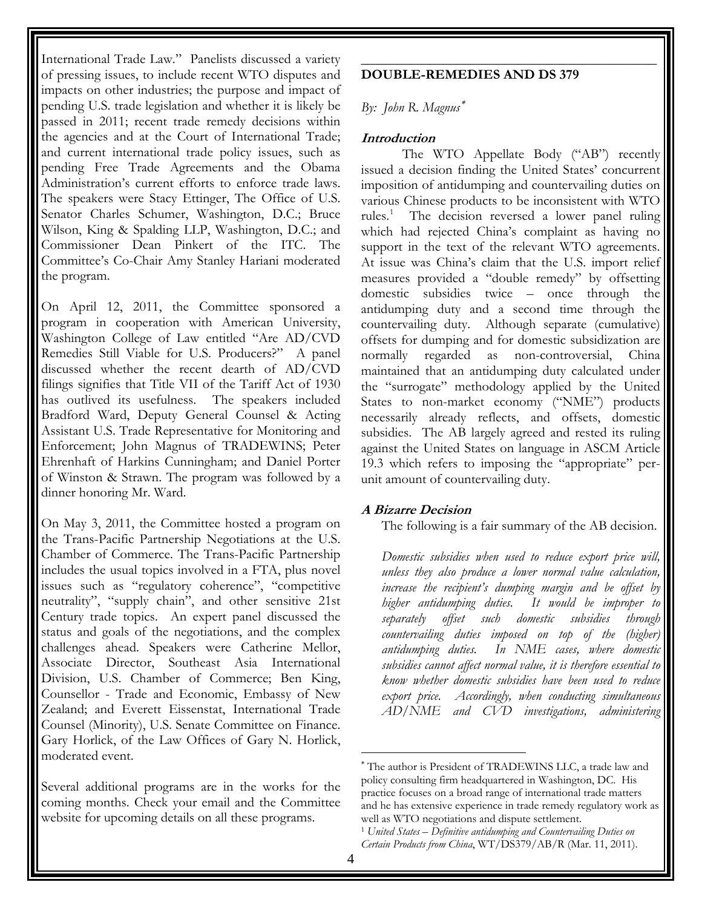International Trade Law." Panelists discussed a variety of pressing issues, to include recent WTO disputes and impacts on other industries; the purpose and impact of pending U.S. trade legislation and whether it is likely be passed in 2011; recent trade remedy decisions within the agencies and at the Court of International Trade; and current international trade policy issues, such as pending Free Trade Agreements and the Obama Administration's current efforts to enforce trade laws. The speakers were Stacy Ettinger, The Office of U.S. Senator Charles Schumer, Washington, D.C.; Bruce Wilson, King & Spalding LLP, Washington, D.C.; and Commissioner Dean Pinkert of the ITC. The Committee's Co-Chair Amy Stanley Hariani moderated the program.

On April 12, 2011, the Committee sponsored a program in cooperation with American University, Washington College of Law entitled "Are AD/CVD Remedies Still Viable for U.S. Producers?" A panel discussed whether the recent dearth of AD/CVD filings signifies that Title VII of the Tariff Act of 1930 has outlived its usefulness. The speakers included Bradford Ward, Deputy General Counsel & Acting Assistant U.S. Trade Representative for Monitoring and Enforcement; John Magnus of TRADEWINS; Peter Ehrenhaft of Harkins Cunningham; and Daniel Porter of Winston & Strawn. The program was followed by a dinner honoring Mr. Ward.

On May 3, 2011, the Committee hosted a program on the Trans-Pacific Partnership Negotiations at the U.S. Chamber of Commerce. The Trans-Pacific Partnership includes the usual topics involved in a FTA, plus novel issues such as "regulatory coherence", "competitive neutrality", "supply chain", and other sensitive 21st Century trade topics. An expert panel discussed the status and goals of the negotiations, and the complex challenges ahead. Speakers were Catherine Mellor, Associate Director, Southeast Asia International Division, U.S. Chamber of Commerce; Ben King, Counsellor - Trade and Economic, Embassy of New Zealand; and Everett Eissenstat, International Trade Counsel (Minority), U.S. Senate Committee on Finance. Gary Horlick, of the Law Offices of Gary N. Horlick, moderated event.

Several additional programs are in the works for the coming months. Check your email and the Committee website for upcoming details on all these programs.

---

## DOUBLE-REMEDIES AND DS 379

*By: John R. Magnus*[*]

### Introduction

The WTO Appellate Body ("AB") recently issued a decision finding the United States' concurrent imposition of antidumping and countervailing duties on various Chinese products to be inconsistent with WTO rules.[1] The decision reversed a lower panel ruling which had rejected China's complaint as having no support in the text of the relevant WTO agreements. At issue was China's claim that the U.S. import relief measures provided a "double remedy" by offsetting domestic subsidies twice – once through the antidumping duty and a second time through the countervailing duty. Although separate (cumulative) offsets for dumping and for domestic subsidization are normally regarded as non-controversial, China maintained that an antidumping duty calculated under the "surrogate" methodology applied by the United States to non-market economy ("NME") products necessarily already reflects, and offsets, domestic subsidies. The AB largely agreed and rested its ruling against the United States on language in ASCM Article 19.3 which refers to imposing the "appropriate" per-unit amount of countervailing duty.

### A Bizarre Decision

The following is a fair summary of the AB decision.

*Domestic subsidies when used to reduce export price will, unless they also produce a lower normal value calculation, increase the recipient's dumping margin and be offset by higher antidumping duties. It would be improper to separately offset such domestic subsidies through countervailing duties imposed on top of the (higher) antidumping duties. In NME cases, where domestic subsidies cannot affect normal value, it is therefore essential to know whether domestic subsidies have been used to reduce export price. Accordingly, when conducting simultaneous AD/NME and CVD investigations, administering*

---

[*] The author is President of TRADEWINS LLC, a trade law and policy consulting firm headquartered in Washington, DC. His practice focuses on a broad range of international trade matters and he has extensive experience in trade remedy regulatory work as well as WTO negotiations and dispute settlement.

[1] *United States – Definitive antidumping and Countervailing Duties on Certain Products from China*, WT/DS379/AB/R (Mar. 11, 2011).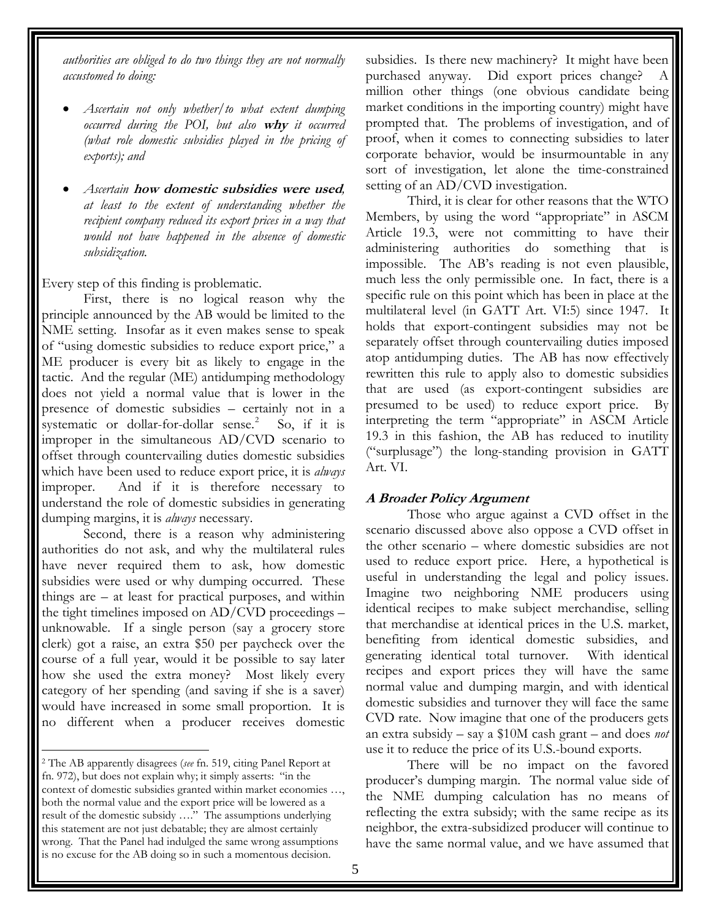*authorities are obliged to do two things they are not normally accustomed to doing:*

- *Ascertain not only whether/to what extent dumping occurred during the POI, but also* ***why*** *it occurred (what role domestic subsidies played in the pricing of exports); and*

- *Ascertain* ***how domestic subsidies were used****, at least to the extent of understanding whether the recipient company reduced its export prices in a way that would not have happened in the absence of domestic subsidization.*

Every step of this finding is problematic.

First, there is no logical reason why the principle announced by the AB would be limited to the NME setting. Insofar as it even makes sense to speak of "using domestic subsidies to reduce export price," a ME producer is every bit as likely to engage in the tactic. And the regular (ME) antidumping methodology does not yield a normal value that is lower in the presence of domestic subsidies – certainly not in a systematic or dollar-for-dollar sense.[2] So, if it is improper in the simultaneous AD/CVD scenario to offset through countervailing duties domestic subsidies which have been used to reduce export price, it is *always* improper. And if it is therefore necessary to understand the role of domestic subsidies in generating dumping margins, it is *always* necessary.

Second, there is a reason why administering authorities do not ask, and why the multilateral rules have never required them to ask, how domestic subsidies were used or why dumping occurred. These things are – at least for practical purposes, and within the tight timelines imposed on AD/CVD proceedings – unknowable. If a single person (say a grocery store clerk) got a raise, an extra $50 per paycheck over the course of a full year, would it be possible to say later how she used the extra money? Most likely every category of her spending (and saving if she is a saver) would have increased in some small proportion. It is no different when a producer receives domestic subsidies. Is there new machinery? It might have been purchased anyway. Did export prices change? A million other things (one obvious candidate being market conditions in the importing country) might have prompted that. The problems of investigation, and of proof, when it comes to connecting subsidies to later corporate behavior, would be insurmountable in any sort of investigation, let alone the time-constrained setting of an AD/CVD investigation.

Third, it is clear for other reasons that the WTO Members, by using the word "appropriate" in ASCM Article 19.3, were not committing to have their administering authorities do something that is impossible. The AB's reading is not even plausible, much less the only permissible one. In fact, there is a specific rule on this point which has been in place at the multilateral level (in GATT Art. VI:5) since 1947. It holds that export-contingent subsidies may not be separately offset through countervailing duties imposed atop antidumping duties. The AB has now effectively rewritten this rule to apply also to domestic subsidies that are used (as export-contingent subsidies are presumed to be used) to reduce export price. By interpreting the term "appropriate" in ASCM Article 19.3 in this fashion, the AB has reduced to inutility ("surplusage") the long-standing provision in GATT Art. VI.

### A Broader Policy Argument

Those who argue against a CVD offset in the scenario discussed above also oppose a CVD offset in the other scenario – where domestic subsidies are not used to reduce export price. Here, a hypothetical is useful in understanding the legal and policy issues. Imagine two neighboring NME producers using identical recipes to make subject merchandise, selling that merchandise at identical prices in the U.S. market, benefiting from identical domestic subsidies, and generating identical total turnover. With identical recipes and export prices they will have the same normal value and dumping margin, and with identical domestic subsidies and turnover they will face the same CVD rate. Now imagine that one of the producers gets an extra subsidy – say a $10M cash grant – and does *not* use it to reduce the price of its U.S.-bound exports.

There will be no impact on the favored producer's dumping margin. The normal value side of the NME dumping calculation has no means of reflecting the extra subsidy; with the same recipe as its neighbor, the extra-subsidized producer will continue to have the same normal value, and we have assumed that

---

[2] The AB apparently disagrees (*see* fn. 519, citing Panel Report at fn. 972), but does not explain why; it simply asserts: "in the context of domestic subsidies granted within market economies …, both the normal value and the export price will be lowered as a result of the domestic subsidy …." The assumptions underlying this statement are not just debatable; they are almost certainly wrong. That the Panel had indulged the same wrong assumptions is no excuse for the AB doing so in such a momentous decision.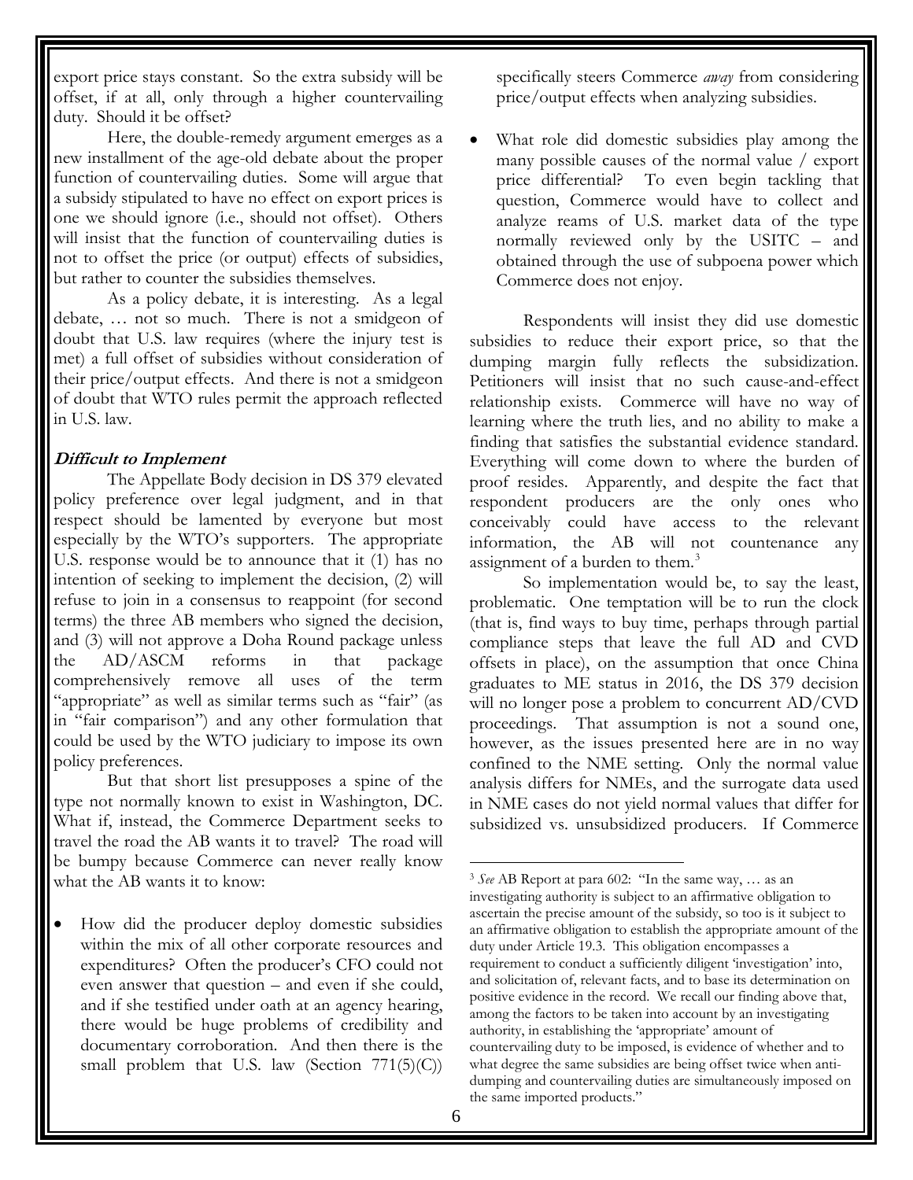export price stays constant. So the extra subsidy will be offset, if at all, only through a higher countervailing duty. Should it be offset?

Here, the double-remedy argument emerges as a new installment of the age-old debate about the proper function of countervailing duties. Some will argue that a subsidy stipulated to have no effect on export prices is one we should ignore (i.e., should not offset). Others will insist that the function of countervailing duties is not to offset the price (or output) effects of subsidies, but rather to counter the subsidies themselves.

As a policy debate, it is interesting. As a legal debate, … not so much. There is not a smidgeon of doubt that U.S. law requires (where the injury test is met) a full offset of subsidies without consideration of their price/output effects. And there is not a smidgeon of doubt that WTO rules permit the approach reflected in U.S. law.

### ***Difficult to Implement***

The Appellate Body decision in DS 379 elevated policy preference over legal judgment, and in that respect should be lamented by everyone but most especially by the WTO's supporters. The appropriate U.S. response would be to announce that it (1) has no intention of seeking to implement the decision, (2) will refuse to join in a consensus to reappoint (for second terms) the three AB members who signed the decision, and (3) will not approve a Doha Round package unless the AD/ASCM reforms in that package comprehensively remove all uses of the term "appropriate" as well as similar terms such as "fair" (as in "fair comparison") and any other formulation that could be used by the WTO judiciary to impose its own policy preferences.

But that short list presupposes a spine of the type not normally known to exist in Washington, DC. What if, instead, the Commerce Department seeks to travel the road the AB wants it to travel? The road will be bumpy because Commerce can never really know what the AB wants it to know:

- How did the producer deploy domestic subsidies within the mix of all other corporate resources and expenditures? Often the producer's CFO could not even answer that question – and even if she could, and if she testified under oath at an agency hearing, there would be huge problems of credibility and documentary corroboration. And then there is the small problem that U.S. law (Section 771(5)(C)) specifically steers Commerce *away* from considering price/output effects when analyzing subsidies.

- What role did domestic subsidies play among the many possible causes of the normal value / export price differential? To even begin tackling that question, Commerce would have to collect and analyze reams of U.S. market data of the type normally reviewed only by the USITC – and obtained through the use of subpoena power which Commerce does not enjoy.

Respondents will insist they did use domestic subsidies to reduce their export price, so that the dumping margin fully reflects the subsidization. Petitioners will insist that no such cause-and-effect relationship exists. Commerce will have no way of learning where the truth lies, and no ability to make a finding that satisfies the substantial evidence standard. Everything will come down to where the burden of proof resides. Apparently, and despite the fact that respondent producers are the only ones who conceivably could have access to the relevant information, the AB will not countenance any assignment of a burden to them.[3]

So implementation would be, to say the least, problematic. One temptation will be to run the clock (that is, find ways to buy time, perhaps through partial compliance steps that leave the full AD and CVD offsets in place), on the assumption that once China graduates to ME status in 2016, the DS 379 decision will no longer pose a problem to concurrent AD/CVD proceedings. That assumption is not a sound one, however, as the issues presented here are in no way confined to the NME setting. Only the normal value analysis differs for NMEs, and the surrogate data used in NME cases do not yield normal values that differ for subsidized vs. unsubsidized producers. If Commerce

---

[3] *See* AB Report at para 602: "In the same way, … as an investigating authority is subject to an affirmative obligation to ascertain the precise amount of the subsidy, so too is it subject to an affirmative obligation to establish the appropriate amount of the duty under Article 19.3. This obligation encompasses a requirement to conduct a sufficiently diligent 'investigation' into, and solicitation of, relevant facts, and to base its determination on positive evidence in the record. We recall our finding above that, among the factors to be taken into account by an investigating authority, in establishing the 'appropriate' amount of countervailing duty to be imposed, is evidence of whether and to what degree the same subsidies are being offset twice when anti-dumping and countervailing duties are simultaneously imposed on the same imported products."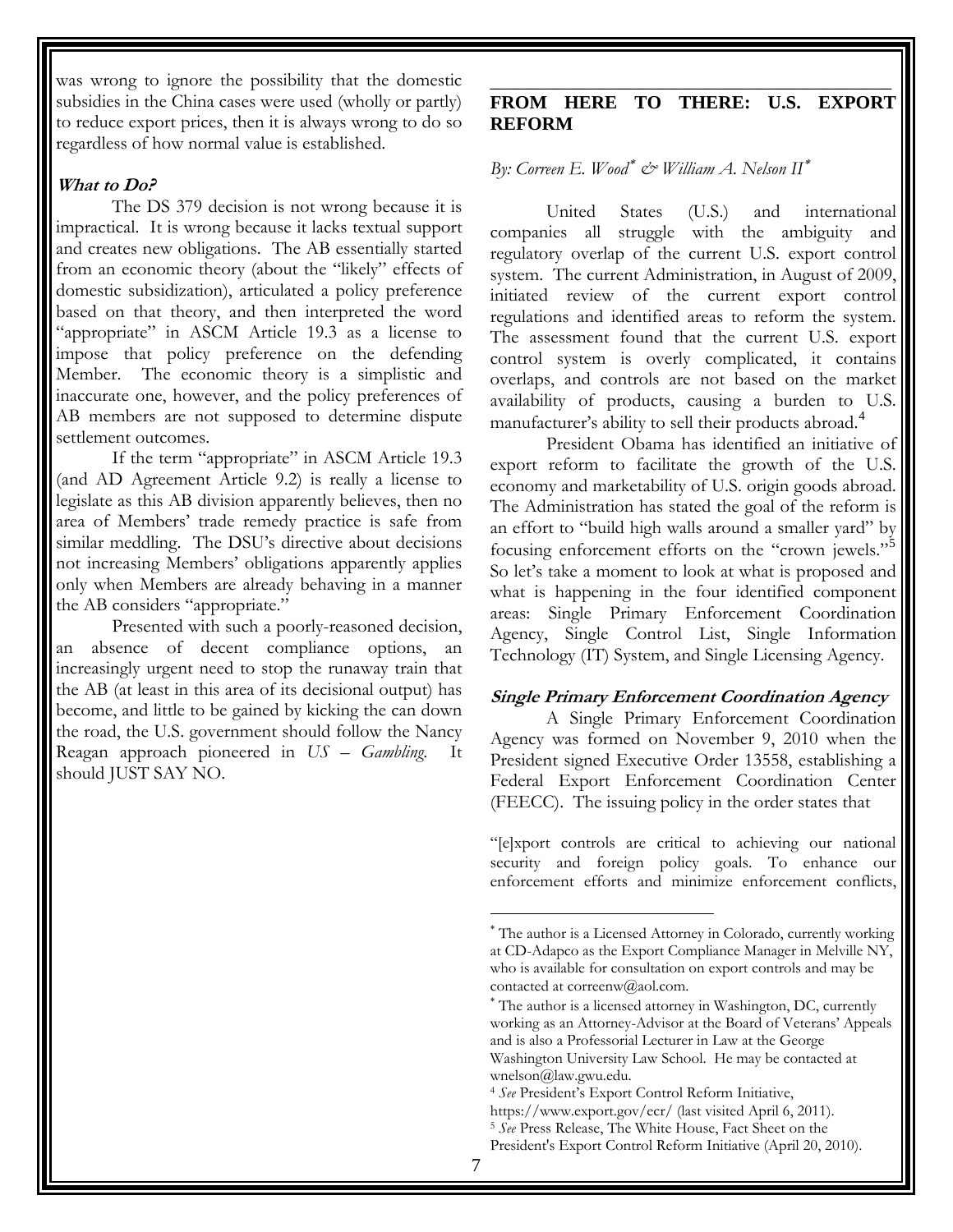was wrong to ignore the possibility that the domestic subsidies in the China cases were used (wholly or partly) to reduce export prices, then it is always wrong to do so regardless of how normal value is established.

### *What to Do?*

The DS 379 decision is not wrong because it is impractical. It is wrong because it lacks textual support and creates new obligations. The AB essentially started from an economic theory (about the "likely" effects of domestic subsidization), articulated a policy preference based on that theory, and then interpreted the word "appropriate" in ASCM Article 19.3 as a license to impose that policy preference on the defending Member. The economic theory is a simplistic and inaccurate one, however, and the policy preferences of AB members are not supposed to determine dispute settlement outcomes.

If the term "appropriate" in ASCM Article 19.3 (and AD Agreement Article 9.2) is really a license to legislate as this AB division apparently believes, then no area of Members' trade remedy practice is safe from similar meddling. The DSU's directive about decisions not increasing Members' obligations apparently applies only when Members are already behaving in a manner the AB considers "appropriate."

Presented with such a poorly-reasoned decision, an absence of decent compliance options, an increasingly urgent need to stop the runaway train that the AB (at least in this area of its decisional output) has become, and little to be gained by kicking the can down the road, the U.S. government should follow the Nancy Reagan approach pioneered in *US – Gambling*. It should JUST SAY NO.

---

## FROM HERE TO THERE: U.S. EXPORT REFORM

*By: Correen E. Wood\* & William A. Nelson II\**

United States (U.S.) and international companies all struggle with the ambiguity and regulatory overlap of the current U.S. export control system. The current Administration, in August of 2009, initiated review of the current export control regulations and identified areas to reform the system. The assessment found that the current U.S. export control system is overly complicated, it contains overlaps, and controls are not based on the market availability of products, causing a burden to U.S. manufacturer's ability to sell their products abroad.[4]

President Obama has identified an initiative of export reform to facilitate the growth of the U.S. economy and marketability of U.S. origin goods abroad. The Administration has stated the goal of the reform is an effort to "build high walls around a smaller yard" by focusing enforcement efforts on the "crown jewels."[5] So let's take a moment to look at what is proposed and what is happening in the four identified component areas: Single Primary Enforcement Coordination Agency, Single Control List, Single Information Technology (IT) System, and Single Licensing Agency.

### **Single Primary Enforcement Coordination Agency**

A Single Primary Enforcement Coordination Agency was formed on November 9, 2010 when the President signed Executive Order 13558, establishing a Federal Export Enforcement Coordination Center (FEECC). The issuing policy in the order states that

"[e]xport controls are critical to achieving our national security and foreign policy goals. To enhance our enforcement efforts and minimize enforcement conflicts,

---

\* The author is a Licensed Attorney in Colorado, currently working at CD-Adapco as the Export Compliance Manager in Melville NY, who is available for consultation on export controls and may be contacted at correenw@aol.com.

\* The author is a licensed attorney in Washington, DC, currently working as an Attorney-Advisor at the Board of Veterans' Appeals and is also a Professorial Lecturer in Law at the George Washington University Law School. He may be contacted at wnelson@law.gwu.edu.

[4] *See* President's Export Control Reform Initiative, https://www.export.gov/ecr/ (last visited April 6, 2011).

[5] *See* Press Release, The White House, Fact Sheet on the President's Export Control Reform Initiative (April 20, 2010).